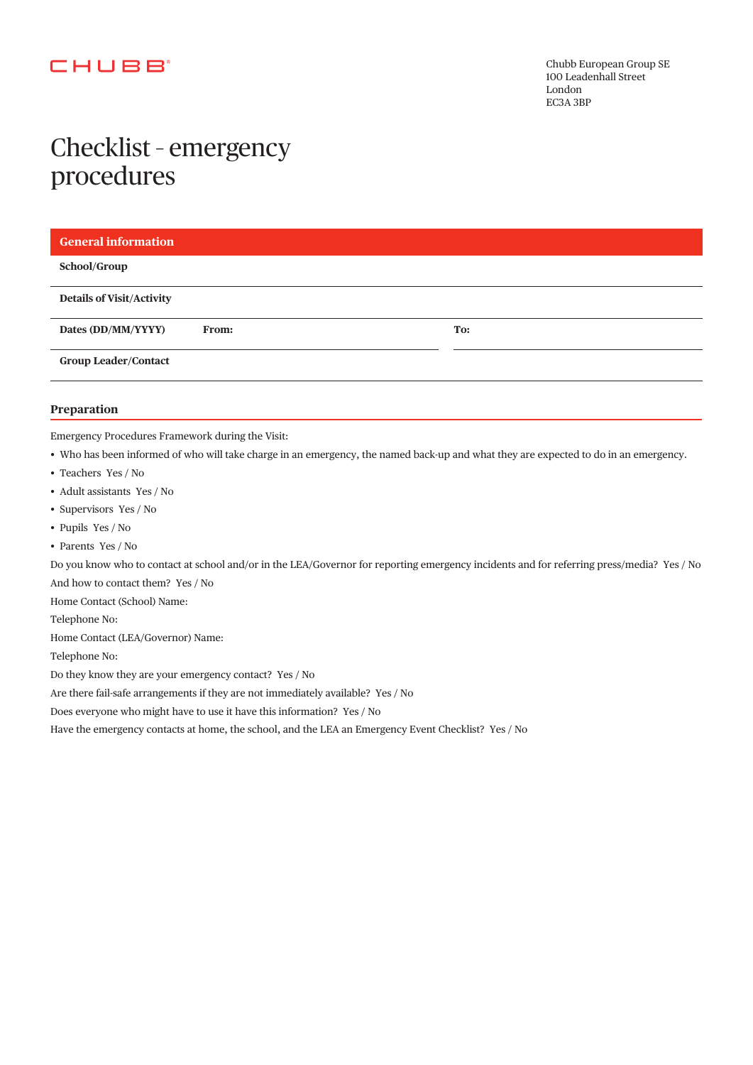CHUBB

Chubb European Group SE
100 Leadenhall Street
London
EC3A 3BP

# Checklist - emergency procedures

## General information

| | | |
|---|---|---|
| **School/Group** | | |
| **Details of Visit/Activity** | | |
| **Dates (DD/MM/YYYY)** | **From:** | **To:** |
| **Group Leader/Contact** | | |

## Preparation

Emergency Procedures Framework during the Visit:

- Who has been informed of who will take charge in an emergency, the named back-up and what they are expected to do in an emergency.
- Teachers Yes / No
- Adult assistants Yes / No
- Supervisors Yes / No
- Pupils Yes / No
- Parents Yes / No

Do you know who to contact at school and/or in the LEA/Governor for reporting emergency incidents and for referring press/media? Yes / No

And how to contact them? Yes / No

Home Contact (School) Name:

Telephone No:

Home Contact (LEA/Governor) Name:

Telephone No:

Do they know they are your emergency contact? Yes / No

Are there fail-safe arrangements if they are not immediately available? Yes / No

Does everyone who might have to use it have this information? Yes / No

Have the emergency contacts at home, the school, and the LEA an Emergency Event Checklist? Yes / No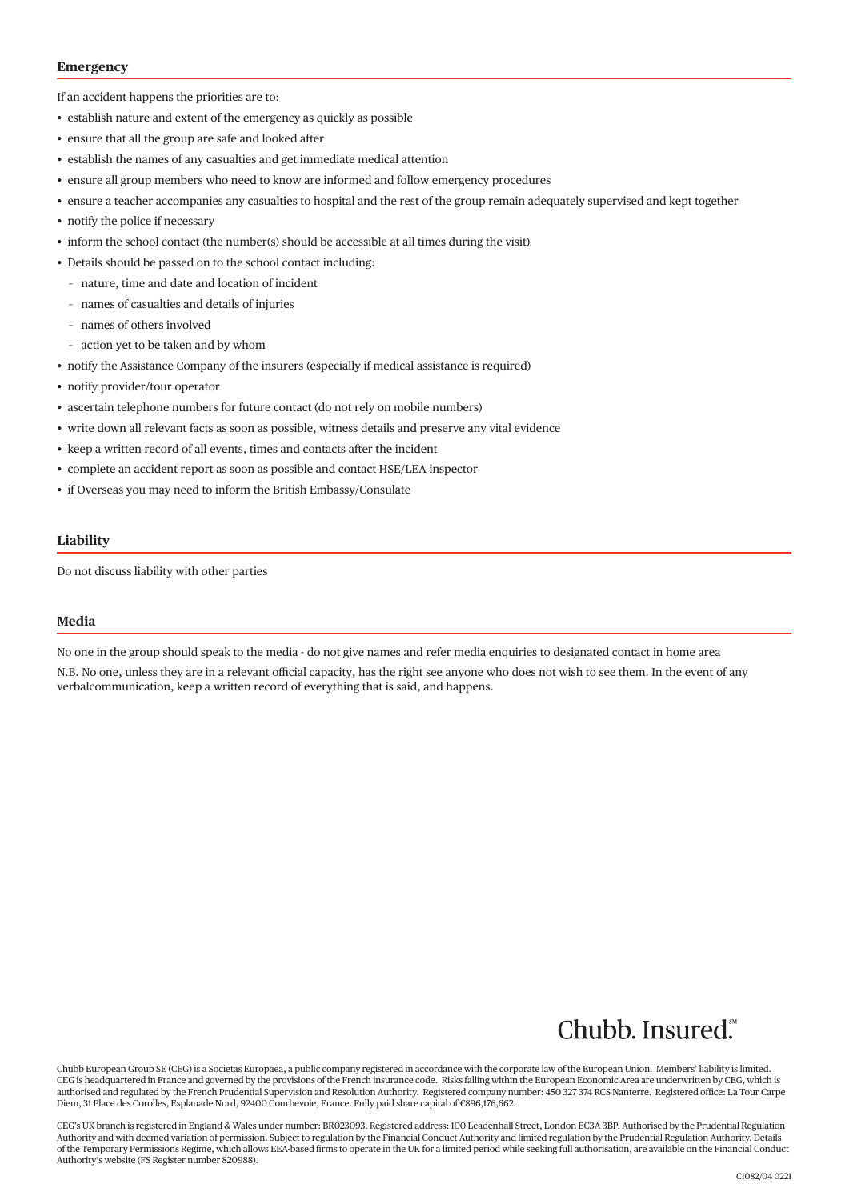## Emergency

If an accident happens the priorities are to:

- establish nature and extent of the emergency as quickly as possible
- ensure that all the group are safe and looked after
- establish the names of any casualties and get immediate medical attention
- ensure all group members who need to know are informed and follow emergency procedures
- ensure a teacher accompanies any casualties to hospital and the rest of the group remain adequately supervised and kept together
- notify the police if necessary
- inform the school contact (the number(s) should be accessible at all times during the visit)
- Details should be passed on to the school contact including:
  - nature, time and date and location of incident
  - names of casualties and details of injuries
  - names of others involved
  - action yet to be taken and by whom
- notify the Assistance Company of the insurers (especially if medical assistance is required)
- notify provider/tour operator
- ascertain telephone numbers for future contact (do not rely on mobile numbers)
- write down all relevant facts as soon as possible, witness details and preserve any vital evidence
- keep a written record of all events, times and contacts after the incident
- complete an accident report as soon as possible and contact HSE/LEA inspector
- if Overseas you may need to inform the British Embassy/Consulate

## Liability

Do not discuss liability with other parties

## Media

No one in the group should speak to the media - do not give names and refer media enquiries to designated contact in home area

N.B. No one, unless they are in a relevant official capacity, has the right see anyone who does not wish to see them. In the event of any verbalcommunication, keep a written record of everything that is said, and happens.

Chubb. Insured.℠

Chubb European Group SE (CEG) is a Societas Europaea, a public company registered in accordance with the corporate law of the European Union. Members' liability is limited. CEG is headquartered in France and governed by the provisions of the French insurance code. Risks falling within the European Economic Area are underwritten by CEG, which is authorised and regulated by the French Prudential Supervision and Resolution Authority. Registered company number: 450 327 374 RCS Nanterre. Registered office: La Tour Carpe Diem, 31 Place des Corolles, Esplanade Nord, 92400 Courbevoie, France. Fully paid share capital of €896,176,662.

CEG's UK branch is registered in England & Wales under number: BR023093. Registered address: 100 Leadenhall Street, London EC3A 3BP. Authorised by the Prudential Regulation Authority and with deemed variation of permission. Subject to regulation by the Financial Conduct Authority and limited regulation by the Prudential Regulation Authority. Details of the Temporary Permissions Regime, which allows EEA-based firms to operate in the UK for a limited period while seeking full authorisation, are available on the Financial Conduct Authority's website (FS Register number 820988).

C1082/04 0221